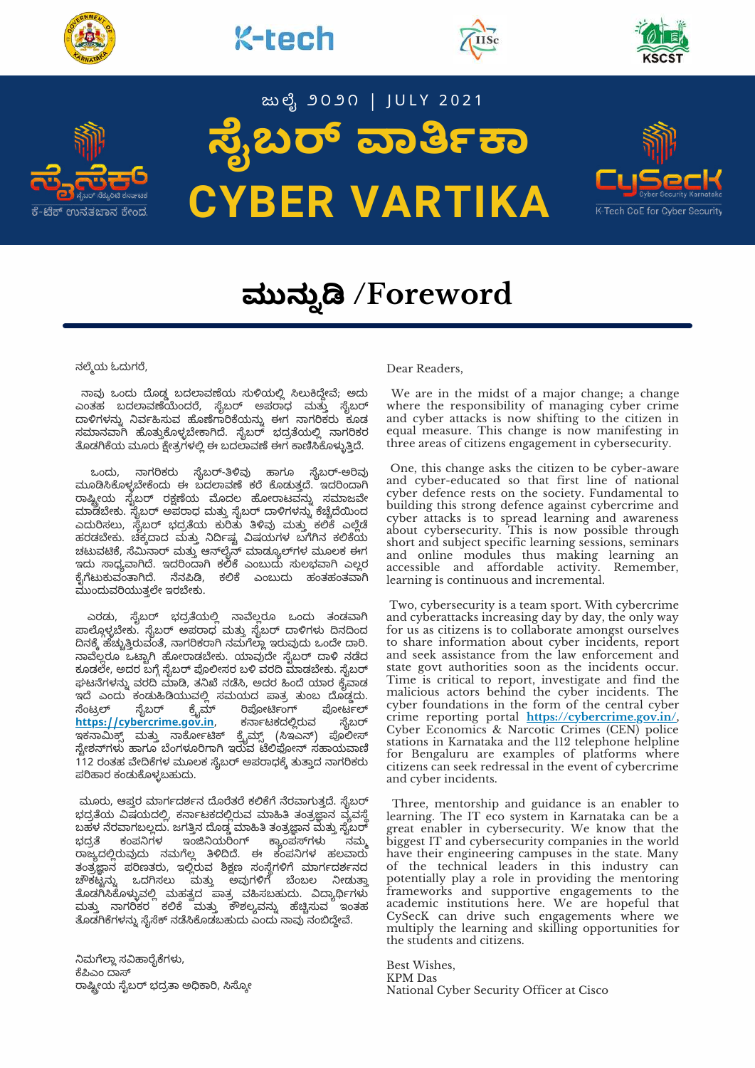ಜುಲೈ ೨೦೨೦ | JULY 2021

# ಸೈಬರ್ ವಾರ್ತಿಕಾ
# CYBER VARTIKA

## ಮುನ್ನುಡಿ /Foreword

ನಲ್ಮೆಯ ಓದುಗರೆ,

ನಾವು ಒಂದು ದೊಡ್ಡ ಬದಲಾವಣೆಯ ಸುಳಿಯಲ್ಲಿ ಸಿಲುಕಿದ್ದೇವೆ; ಅದು ಎಂತಹ ಬದಲಾವಣೆಯೆಂದರೆ, ಸೈಬರ್ ಅಪರಾಧ ಮತ್ತು ಸೈಬರ್ ದಾಳಿಗಳನ್ನು ನಿರ್ವಹಿಸುವ ಹೊಣೆಗಾರಿಕೆಯನ್ನು ಈಗ ನಾಗರಿಕರು ಕೂಡ ಸಮಾನವಾಗಿ ಹೊತ್ತುಕೊಳ್ಳಬೇಕಾಗಿದೆ. ಸೈಬರ್ ಭದ್ರತೆಯಲ್ಲಿ ನಾಗರಿಕರ ತೊಡಗಿಕೆಯ ಮೂರು ಕ್ಷೇತ್ರಗಳಲ್ಲಿ ಈ ಬದಲಾವಣೆ ಈಗ ಕಾಣಿಸಿಕೊಳ್ಳುತ್ತಿದೆ.

ಒಂದು, ನಾಗರಿಕರು ಸೈಬರ್-ತಿಳಿವು ಹಾಗೂ ಸೈಬರ್-ಅರಿವು ಮೂಡಿಸಿಕೊಳ್ಳಬೇಕೆಂದು ಈ ಬದಲಾವಣೆ ಕರೆ ಕೊಡುತ್ತದೆ. ಇದರಿಂದಾಗಿ ರಾಷ್ಟ್ರೀಯ ಸೈಬರ್ ರಕ್ಷಣೆಯ ಮೊದಲ ಹೋರಾಟವನ್ನು ಸಮಾಜವೇ ಮಾಡಬೇಕು. ಸೈಬರ್ ಅಪರಾಧ ಮತ್ತು ಸೈಬರ್ ದಾಳಿಗಳನ್ನು ಕೆಚ್ಚೆದೆಯಿಂದ ಎದುರಿಸಲು, ಸೈಬರ್ ಭದ್ರತೆಯ ಕುರಿತು ತಿಳಿವು ಮತ್ತು ಕಲಿಕೆ ಎಲ್ಲೆಡೆ ಹರಡಬೇಕು. ಚಿಕ್ಕದಾದ ಮತ್ತು ನಿರ್ದಿಷ್ಟ ವಿಷಯಗಳ ಬಗೆಗಿನ ಕಲಿಕೆಯ ಚಟುವಟಿಕೆ, ಸೆಮಿನಾರ್ ಮತ್ತು ಆನ್‌ಲೈನ್ ಮಾಡ್ಯೂಲ್‌ಗಳ ಮೂಲಕ ಈಗ ಇದು ಸಾಧ್ಯವಾಗಿದೆ. ಇದರಿಂದಾಗಿ ಕಲಿಕೆ ಎಂಬುದು ಸುಲಭವಾಗಿ ಎಲ್ಲರ ಕೈಗೆಟುಕುವಂತಾಗಿದೆ. ನೆನಪಿಡಿ, ಕಲಿಕೆ ಎಂಬುದು ಹಂತಹಂತವಾಗಿ ಮುಂದುವರಿಯುತ್ತಲೇ ಇರಬೇಕು.

ಎರಡು, ಸೈಬರ್ ಭದ್ರತೆಯಲ್ಲಿ ನಾವೆಲ್ಲರೂ ಒಂದು ತಂಡವಾಗಿ ಪಾಲ್ಗೊಳ್ಳಬೇಕು. ಸೈಬರ್ ಅಪರಾಧ ಮತ್ತು ಸೈಬರ್ ದಾಳಿಗಳು ದಿನದಿಂದ ದಿನಕ್ಕೆ ಹೆಚ್ಚುತ್ತಿರುವಂತೆ, ನಾಗರಿಕರಾಗಿ ನಮಗೆಲ್ಲಾ ಇರುವುದು ಒಂದೇ ದಾರಿ. ನಾವೆಲ್ಲರೂ ಒಟ್ಟಾಗಿ ಹೋರಾಡಬೇಕು. ಯಾವುದೇ ಸೈಬರ್ ದಾಳಿ ನಡೆದ ಕೂಡಲೇ, ಅದರ ಬಗ್ಗೆ ಸೈಬರ್ ಪೊಲೀಸರ ಬಳಿ ವರದಿ ಮಾಡಬೇಕು. ಸೈಬರ್ ಘಟನೆಗಳನ್ನು ವರದಿ ಮಾಡಿ, ತನಿಖೆ ನಡೆಸಿ, ಅದರ ಹಿಂದೆ ಯಾರ ಕೈವಾಡ ಇದೆ ಎಂದು ಕಂಡುಹಿಡಿಯುವಲ್ಲಿ ಸಮಯದ ಪಾತ್ರ ತುಂಬ ದೊಡ್ಡದು. ಸೆಂಟ್ರಲ್ ಸೈಬರ್ ಕ್ರೈಮ್ ರಿಪೋರ್ಟಿಂಗ್ ಪೋರ್ಟಲ್ **https://cybercrime.gov.in**, ಕರ್ನಾಟಕದಲ್ಲಿರುವ ಸೈಬರ್ ಇಕನಾಮಿಕ್ಸ್ ಮತ್ತು ನಾರ್ಕೋಟಿಕ್ ಕ್ರೈಮ್ಸ್ (ಸಿಇಎನ್) ಪೊಲೀಸ್ ಸ್ಟೇಶನ್‌ಗಳು ಹಾಗೂ ಬೆಂಗಳೂರಿಗಾಗಿ ಇರುವ ಟೆಲಿಫೋನ್ ಸಹಾಯವಾಣಿ 112 ರಂತಹ ವೇದಿಕೆಗಳ ಮೂಲಕ ಸೈಬರ್ ಅಪರಾಧಕ್ಕೆ ತುತ್ತಾದ ನಾಗರಿಕರು ಪರಿಹಾರ ಕಂಡುಕೊಳ್ಳಬಹುದು.

ಮೂರು, ಆಪ್ತರ ಮಾರ್ಗದರ್ಶನ ದೊರೆತರೆ ಕಲಿಕೆಗೆ ನೆರವಾಗುತ್ತದೆ. ಸೈಬರ್ ಭದ್ರತೆಯ ವಿಷಯದಲ್ಲಿ, ಕರ್ನಾಟಕದಲ್ಲಿರುವ ಮಾಹಿತಿ ತಂತ್ರಜ್ಞಾನ ವ್ಯವಸ್ಥೆ ಬಹಳ ನೆರವಾಗಬಲ್ಲದು. ಜಗತ್ತಿನ ದೊಡ್ಡ ಮಾಹಿತಿ ತಂತ್ರಜ್ಞಾನ ಮತ್ತು ಸೈಬರ್ ಭದ್ರತೆ ಕಂಪನಿಗಳ ಇಂಜಿನಿಯರಿಂಗ್ ಕ್ಯಾಂಪಸ್‌ಗಳು ನಮ್ಮ ರಾಜ್ಯದಲ್ಲಿರುವುದು ನಮಗೆಲ್ಲ ತಿಳಿದಿದೆ. ಈ ಕಂಪನಿಗಳ ಹಲವಾರು ತಂತ್ರಜ್ಞಾನ ಪರಿಣತರು, ಇಲ್ಲಿರುವ ಶಿಕ್ಷಣ ಸಂಸ್ಥೆಗಳಿಗೆ ಮಾರ್ಗದರ್ಶನದ ಚೌಕಟ್ಟನ್ನು ಒದಗಿಸಲು ಮತ್ತು ಅವುಗಳಿಗೆ ಬೆಂಬಲ ನೀಡುತ್ತಾ ತೊಡಗಿಸಿಕೊಳ್ಳುವಲ್ಲಿ ಮಹತ್ವದ ಪಾತ್ರ ವಹಿಸಬಹುದು. ವಿದ್ಯಾರ್ಥಿಗಳು ಮತ್ತು ನಾಗರಿಕರ ಕಲಿಕೆ ಮತ್ತು ಕೌಶಲ್ಯವನ್ನು ಹೆಚ್ಚಿಸುವ ಇಂತಹ ತೊಡಗಿಕೆಗಳನ್ನು ಸೈಸೆಕ್ ನಡೆಸಿಕೊಡಬಹುದು ಎಂದು ನಾವು ನಂಬಿದ್ದೇವೆ.

ನಿಮಗೆಲ್ಲಾ ಸವಿಹಾರೈಕೆಗಳು,
ಕೆಪಿಎಂ ದಾಸ್
ರಾಷ್ಟ್ರೀಯ ಸೈಬರ್ ಭದ್ರತಾ ಅಧಿಕಾರಿ, ಸಿಸ್ಕೋ

Dear Readers,

We are in the midst of a major change; a change where the responsibility of managing cyber crime and cyber attacks is now shifting to the citizen in equal measure. This change is now manifesting in three areas of citizens engagement in cybersecurity.

One, this change asks the citizen to be cyber-aware and cyber-educated so that first line of national cyber defence rests on the society. Fundamental to building this strong defence against cybercrime and cyber attacks is to spread learning and awareness about cybersecurity. This is now possible through short and subject specific learning sessions, seminars and online modules thus making learning an accessible and affordable activity. Remember, learning is continuous and incremental.

Two, cybersecurity is a team sport. With cybercrime and cyberattacks increasing day by day, the only way for us as citizens is to collaborate amongst ourselves to share information about cyber incidents, report and seek assistance from the law enforcement and state govt authorities soon as the incidents occur. Time is critical to report, investigate and find the malicious actors behind the cyber incidents. The cyber foundations in the form of the central cyber crime reporting portal **https://cybercrime.gov.in/**, Cyber Economics & Narcotic Crimes (CEN) police stations in Karnataka and the 112 telephone helpline for Bengaluru are examples of platforms where citizens can seek redressal in the event of cybercrime and cyber incidents.

Three, mentorship and guidance is an enabler to learning. The IT eco system in Karnataka can be a great enabler in cybersecurity. We know that the biggest IT and cybersecurity companies in the world have their engineering campuses in the state. Many of the technical leaders in this industry can potentially play a role in providing the mentoring frameworks and supportive engagements to the academic institutions here. We are hopeful that CySecK can drive such engagements where we multiply the learning and skilling opportunities for the students and citizens.

Best Wishes,
KPM Das
National Cyber Security Officer at Cisco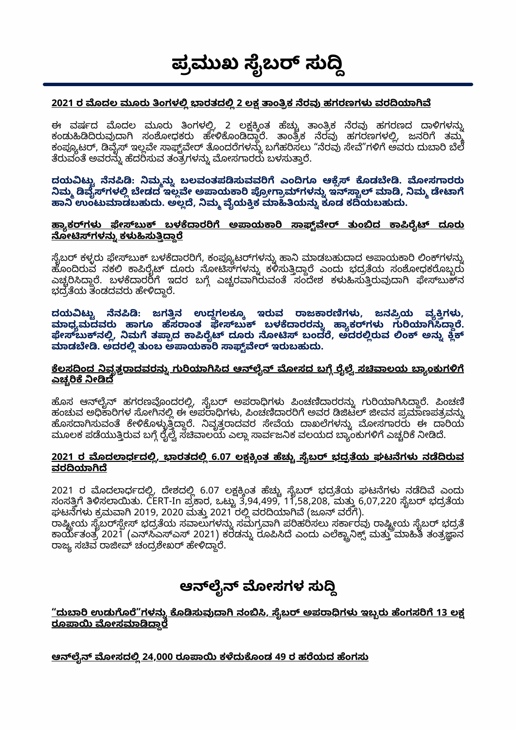# ಪ್ರಮುಖ ಸೈಬರ್ ಸುದ್ದಿ

**2021 ರ ಮೊದಲ ಮೂರು ತಿಂಗಳಲ್ಲಿ ಭಾರತದಲ್ಲಿ 2 ಲಕ್ಷ ತಾಂತ್ರಿಕ ನೆರವು ಹಗರಣಗಳು ವರದಿಯಾಗಿವೆ**

ಈ ವರ್ಷದ ಮೊದಲ ಮೂರು ತಿಂಗಳಲ್ಲಿ, 2 ಲಕ್ಷಕ್ಕಿಂತ ಹೆಚ್ಚು ತಾಂತ್ರಿಕ ನೆರವು ಹಗರಣದ ದಾಳಿಗಳನ್ನು ಕಂಡುಹಿಡಿದಿರುವುದಾಗಿ ಸಂಶೋಧಕರು ಹೇಳಿಕೊಂಡಿದ್ದಾರೆ. ತಾಂತ್ರಿಕ ನೆರವು ಹಗರಣಗಳಲ್ಲಿ, ಜನರಿಗೆ ತಮ್ಮ ಕಂಪ್ಯೂಟರ್, ಡಿವೈಸ್ ಇಲ್ಲವೇ ಸಾಫ್ಟ್‌ವೇರ್ ತೊಂದರೆಗಳನ್ನು ಬಗೆಹರಿಸಲು "ನೆರವು ಸೇವೆ"ಗಳಿಗೆ ಅವರು ದುಬಾರಿ ಬೆಲೆ ತೆರುವಂತೆ ಅವರನ್ನು ಹೆದರಿಸುವ ತಂತ್ರಗಳನ್ನು ಮೋಸಗಾರರು ಬಳಸುತ್ತಾರೆ.

**ದಯವಿಟ್ಟು ನೆನಪಿಡಿ: ನಿಮ್ಮನ್ನು ಬಲವಂತಪಡಿಸುವವರಿಗೆ ಎಂದಿಗೂ ಆಕ್ಸೆಸ್ ಕೊಡಬೇಡಿ. ಮೋಸಗಾರರು ನಿಮ್ಮ ಡಿವೈಸ್‌ಗಳಲ್ಲಿ ಬೇಡದ ಇಲ್ಲವೇ ಅಪಾಯಕಾರಿ ಪ್ರೋಗ್ರಾಮ್‌ಗಳನ್ನು ಇನ್‌ಸ್ಟಾಲ್ ಮಾಡಿ, ನಿಮ್ಮ ಡೇಟಾಗೆ ಹಾನಿ ಉಂಟುಮಾಡಬಹುದು. ಅಲ್ಲದೆ, ನಿಮ್ಮ ವೈಯಕ್ತಿಕ ಮಾಹಿತಿಯನ್ನು ಕೂಡ ಕದಿಯಬಹುದು.**

**ಹ್ಯಾಕರ್‌ಗಳು ಫೇಸ್‌ಬುಕ್ ಬಳಕೆದಾರರಿಗೆ ಅಪಾಯಕಾರಿ ಸಾಫ್ಟ್‌ವೇರ್ ತುಂಬಿದ ಕಾಪಿರೈಟ್ ದೂರು ನೋಟಿಸ್‌ಗಳನ್ನು ಕಳುಹಿಸುತ್ತಿದ್ದಾರೆ**

ಸೈಬರ್ ಕಳ್ಳರು ಫೇಸ್‌ಬುಕ್ ಬಳಕೆದಾರರಿಗೆ, ಕಂಪ್ಯೂಟರ್‌ಗಳನ್ನು ಹಾನಿ ಮಾಡಬಹುದಾದ ಅಪಾಯಕಾರಿ ಲಿಂಕ್‌ಗಳನ್ನು ಹೊಂದಿರುವ ನಕಲಿ ಕಾಪಿರೈಟ್ ದೂರು ನೋಟಿಸ್‌ಗಳನ್ನು ಕಳಿಸುತ್ತಿದ್ದಾರೆ ಎಂದು ಭದ್ರತೆಯ ಸಂಶೋಧಕರೊಬ್ಬರು ಎಚ್ಚರಿಸಿದ್ದಾರೆ. ಬಳಕೆದಾರರಿಗೆ ಇದರ ಬಗ್ಗೆ ಎಚ್ಚರವಾಗಿರುವಂತೆ ಸಂದೇಶ ಕಳುಹಿಸುತ್ತಿರುವುದಾಗಿ ಫೇಸ್‌ಬುಕ್‌ನ ಭದ್ರತೆಯ ತಂಡದವರು ಹೇಳಿದ್ದಾರೆ.

**ದಯವಿಟ್ಟು ನೆನಪಿಡಿ: ಜಗತ್ತಿನ ಉದ್ದಗಲಕ್ಕೂ ಇರುವ ರಾಜಕಾರಣಿಗಳು, ಜನಪ್ರಿಯ ವ್ಯಕ್ತಿಗಳು, ಮಾಧ್ಯಮದವರು ಹಾಗೂ ಹೆಸರಾಂತ ಫೇಸ್‌ಬುಕ್ ಬಳಕೆದಾರರನ್ನು ಹ್ಯಾಕರ್‌ಗಳು ಗುರಿಯಾಗಿಸಿದ್ದಾರೆ. ಫೇಸ್‌ಬುಕ್‌ನಲ್ಲಿ, ನಿಮಗೆ ತಪ್ಪಾದ ಕಾಪಿರೈಟ್ ದೂರು ನೋಟಿಸ್ ಬಂದರೆ, ಅದರಲ್ಲಿರುವ ಲಿಂಕ್ ಅನ್ನು ಕ್ಲಿಕ್ ಮಾಡಬೇಡಿ. ಅದರಲ್ಲಿ ತುಂಬ ಅಪಾಯಕಾರಿ ಸಾಫ್ಟ್‌ವೇರ್ ಇರುಬಹುದು.**

**ಕೆಲಸದಿಂದ ನಿವೃತ್ತರಾದವರನ್ನು ಗುರಿಯಾಗಿಸಿದ ಆನ್‌ಲೈನ್ ಮೋಸದ ಬಗ್ಗೆ ರೈಲ್ವೆ ಸಚಿವಾಲಯ ಬ್ಯಾಂಕುಗಳಿಗೆ ಎಚ್ಚರಿಕೆ ನೀಡಿದೆ**

ಹೊಸ ಆನ್‌ಲೈನ್ ಹಗರಣವೊಂದರಲ್ಲಿ, ಸೈಬರ್ ಅಪರಾಧಿಗಳು ಪಿಂಚಣಿದಾರರನ್ನು ಗುರಿಯಾಗಿಸಿದ್ದಾರೆ. ಪಿಂಚಣಿ ಹಂಚುವ ಅಧಿಕಾರಿಗಳ ಸೋಗಿನಲ್ಲಿ ಈ ಅಪರಾಧಿಗಳು, ಪಿಂಚಣಿದಾರರಿಗೆ ಅವರ ಡಿಜಿಟಲ್ ಜೀವನ ಪ್ರಮಾಣಪತ್ರವನ್ನು ಹೊಸದಾಗಿಸುವಂತೆ ಕೇಳಿಕೊಳ್ಳುತ್ತಿದ್ದಾರೆ. ನಿವೃತ್ತರಾದವರ ಸೇವೆಯ ದಾಖಲೆಗಳನ್ನು ಮೋಸಗಾರರು ಈ ದಾರಿಯ ಮೂಲಕ ಪಡೆಯುತ್ತಿರುವ ಬಗ್ಗೆ ರೈಲ್ವೆ ಸಚಿವಾಲಯ ಎಲ್ಲಾ ಸಾರ್ವಜನಿಕ ವಲಯದ ಬ್ಯಾಂಕುಗಳಿಗೆ ಎಚ್ಚರಿಕೆ ನೀಡಿದೆ.

**2021 ರ ಮೊದಲಾರ್ಧದಲ್ಲಿ, ಭಾರತದಲ್ಲಿ 6.07 ಲಕ್ಷಕ್ಕಿಂತ ಹೆಚ್ಚು ಸೈಬರ್ ಭದ್ರತೆಯ ಘಟನೆಗಳು ನಡೆದಿರುವ ವರದಿಯಾಗಿದೆ**

2021 ರ ಮೊದಲಾರ್ಧದಲ್ಲಿ, ದೇಶದಲ್ಲಿ 6.07 ಲಕ್ಷಕ್ಕಿಂತ ಹೆಚ್ಚು ಸೈಬರ್ ಭದ್ರತೆಯ ಘಟನೆಗಳು ನಡೆದಿವೆ ಎಂದು ಸಂಸತ್ತಿಗೆ ತಿಳಿಸಲಾಯಿತು. CERT-In ಪ್ರಕಾರ, ಒಟ್ಟು 3,94,499, 11,58,208, ಮತ್ತು 6,07,220 ಸೈಬರ್ ಭದ್ರತೆಯ ಘಟನೆಗಳು ಕ್ರಮವಾಗಿ 2019, 2020 ಮತ್ತು 2021 ರಲ್ಲಿ ವರದಿಯಾಗಿವೆ (ಜೂನ್ ವರೆಗೆ).
ರಾಷ್ಟ್ರೀಯ ಸೈಬರ್‌ಸ್ಪೇಸ್ ಭದ್ರತೆಯ ಸವಾಲುಗಳನ್ನು ಸಮಗ್ರವಾಗಿ ಪರಿಹರಿಸಲು ಸರ್ಕಾರವು ರಾಷ್ಟ್ರೀಯ ಸೈಬರ್ ಭದ್ರತೆ ಕಾರ್ಯತಂತ್ರ 2021 (ಎನ್‌ಸಿಎಸ್‌ಎಸ್ 2021) ಕರಡನ್ನು ರೂಪಿಸಿದೆ ಎಂದು ಎಲೆಕ್ಟ್ರಾನಿಕ್ಸ್ ಮತ್ತು ಮಾಹಿತಿ ತಂತ್ರಜ್ಞಾನ ರಾಜ್ಯ ಸಚಿವ ರಾಜೀವ್ ಚಂದ್ರಶೇಖರ್ ಹೇಳಿದ್ದಾರೆ.

# ಆನ್‌ಲೈನ್ ಮೋಸಗಳ ಸುದ್ದಿ

**"ದುಬಾರಿ ಉಡುಗೊರೆ"ಗಳನ್ನು ಕೊಡಿಸುವುದಾಗಿ ನಂಬಿಸಿ, ಸೈಬರ್ ಅಪರಾಧಿಗಳು ಇಬ್ಬರು ಹೆಂಗಸರಿಗೆ 13 ಲಕ್ಷ ರೂಪಾಯಿ ಮೋಸಮಾಡಿದ್ದಾರೆ**

**ಆನ್‌ಲೈನ್ ಮೋಸದಲ್ಲಿ 24,000 ರೂಪಾಯಿ ಕಳೆದುಕೊಂಡ 49 ರ ಹರೆಯದ ಹೆಂಗಸು**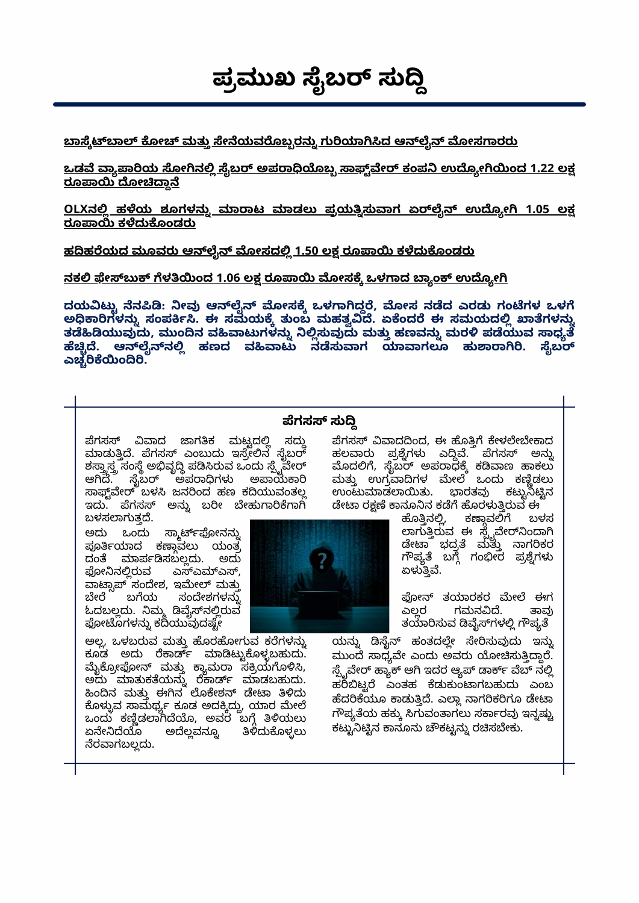# ಪ್ರಮುಖ ಸೈಬರ್ ಸುದ್ದಿ

**ಬಾಸ್ಕೆಟ್‌ಬಾಲ್ ಕೋಚ್ ಮತ್ತು ಸೇನೆಯವರೊಬ್ಬರನ್ನು ಗುರಿಯಾಗಿಸಿದ ಆನ್‌ಲೈನ್ ಮೋಸಗಾರರು**

**ಒಡವೆ ವ್ಯಾಪಾರಿಯ ಸೋಗಿನಲ್ಲಿ ಸೈಬರ್ ಅಪರಾಧಿಯೊಬ್ಬ ಸಾಫ್ಟ್‌ವೇರ್ ಕಂಪನಿ ಉದ್ಯೋಗಿಯಿಂದ 1.22 ಲಕ್ಷ ರೂಪಾಯಿ ದೋಚಿದ್ದಾನೆ**

**OLXನಲ್ಲಿ ಹಳೆಯ ಶೂಗಳನ್ನು ಮಾರಾಟ ಮಾಡಲು ಪ್ರಯತ್ನಿಸುವಾಗ ಏರ್‌ಲೈನ್ ಉದ್ಯೋಗಿ 1.05 ಲಕ್ಷ ರೂಪಾಯಿ ಕಳೆದುಕೊಂಡರು**

**ಹದಿಹರೆಯದ ಮೂವರು ಆನ್‌ಲೈನ್ ಮೋಸದಲ್ಲಿ 1.50 ಲಕ್ಷ ರೂಪಾಯಿ ಕಳೆದುಕೊಂಡರು**

**ನಕಲಿ ಫೇಸ್‌ಬುಕ್ ಗೆಳತಿಯಿಂದ 1.06 ಲಕ್ಷ ರೂಪಾಯಿ ಮೋಸಕ್ಕೆ ಒಳಗಾದ ಬ್ಯಾಂಕ್ ಉದ್ಯೋಗಿ**

**ದಯವಿಟ್ಟು ನೆನಪಿಡಿ: ನೀವು ಆನ್‌ಲೈನ್ ಮೋಸಕ್ಕೆ ಒಳಗಾಗಿದ್ದರೆ, ಮೋಸ ನಡೆದ ಎರಡು ಗಂಟೆಗಳ ಒಳಗೆ ಅಧಿಕಾರಿಗಳನ್ನು ಸಂಪರ್ಕಿಸಿ. ಈ ಸಮಯಕ್ಕೆ ತುಂಬ ಮಹತ್ವವಿದೆ. ಏಕೆಂದರೆ ಈ ಸಮಯದಲ್ಲಿ ಖಾತೆಗಳನ್ನು ತಡೆಹಿಡಿಯುವುದು, ಮುಂದಿನ ವಹಿವಾಟುಗಳನ್ನು ನಿಲ್ಲಿಸುವುದು ಮತ್ತು ಹಣವನ್ನು ಮರಳಿ ಪಡೆಯುವ ಸಾಧ್ಯತೆ ಹೆಚ್ಚಿದೆ. ಆನ್‌ಲೈನ್‌ನಲ್ಲಿ ಹಣದ ವಹಿವಾಟು ನಡೆಸುವಾಗ ಯಾವಾಗಲೂ ಹುಶಾರಾಗಿರಿ. ಸೈಬರ್ ಎಚ್ಚರಿಕೆಯಿಂದಿರಿ.**

## ಪೆಗಸಸ್ ಸುದ್ದಿ

ಪೆಗಸಸ್ ವಿವಾದ ಜಾಗತಿಕ ಮಟ್ಟದಲ್ಲಿ ಸದ್ದು ಮಾಡುತ್ತಿದೆ. ಪೆಗಸಸ್ ಎಂಬುದು ಇಸ್ರೇಲಿನ ಸೈಬರ್ ಶಸ್ತ್ರಾಸ್ತ್ರ ಸಂಸ್ಥೆ ಅಭಿವೃದ್ಧಿ ಪಡಿಸಿರುವ ಒಂದು ಸ್ಪೈವೇರ್ ಆಗಿದೆ. ಸೈಬರ್ ಅಪರಾಧಿಗಳು ಅಪಾಯಕಾರಿ ಸಾಫ್ಟ್‌ವೇರ್ ಬಳಸಿ ಜನರಿಂದ ಹಣ ಕದಿಯುವಂತಲ್ಲ ಇದು. ಪೆಗಸಸ್ ಅನ್ನು ಬರೀ ಬೇಹುಗಾರಿಕೆಗಾಗಿ ಬಳಸಲಾಗುತ್ತದೆ.

ಅದು ಒಂದು ಸ್ಮಾರ್ಟ್‌ಫೋನನ್ನು ಪೂರ್ತಿಯಾದ ಕಣ್ಗಾವಲು ಯಂತ್ರದಂತೆ ಮಾರ್ಪಡಿಸಬಲ್ಲದು. ಅದು ಫೋನಿನಲ್ಲಿರುವ ಎಸ್‌ಎಮ್‌ಎಸ್, ವಾಟ್ಸಾಪ್ ಸಂದೇಶ, ಇಮೇಲ್ ಮತ್ತು ಬೇರೆ ಬಗೆಯ ಸಂದೇಶಗಳನ್ನು ಓದಬಲ್ಲದು. ನಿಮ್ಮ ಡಿವೈಸ್‌ನಲ್ಲಿರುವ ಫೋಟೊಗಳನ್ನು ಕದಿಯುವುದಷ್ಟೇ ಅಲ್ಲ, ಒಳಬರುವ ಮತ್ತು ಹೊರಹೋಗುವ ಕರೆಗಳನ್ನು ಕೂಡ ಅದು ರೆಕಾರ್ಡ್ ಮಾಡಿಟ್ಟುಕೊಳ್ಳಬಹುದು. ಮೈಕ್ರೋಫೋನ್ ಮತ್ತು ಕ್ಯಾಮರಾ ಸಕ್ರಿಯಗೊಳಿಸಿ, ಅದು ಮಾತುಕತೆಯನ್ನು ರೆಕಾರ್ಡ್ ಮಾಡಬಹುದು. ಹಿಂದಿನ ಮತ್ತು ಈಗಿನ ಲೊಕೇಶನ್ ಡೇಟಾ ತಿಳಿದು ಕೊಳ್ಳುವ ಸಾಮರ್ಥ್ಯ ಕೂಡ ಅದಕ್ಕಿದ್ದು, ಯಾರ ಮೇಲೆ ಒಂದು ಕಣ್ಣಿಡಲಾಗಿದೆಯೊ, ಅವರ ಬಗ್ಗೆ ತಿಳಿಯಲು ಏನೇನಿದೆಯೊ ಅದೆಲ್ಲವನ್ನೂ ತಿಳಿದುಕೊಳ್ಳಲು ನೆರವಾಗಬಲ್ಲದು.

ಪೆಗಸಸ್ ವಿವಾದದಿಂದ, ಈ ಹೊತ್ತಿಗೆ ಕೇಳಲೇಬೇಕಾದ ಹಲವಾರು ಪ್ರಶ್ನೆಗಳು ಎದ್ದಿವೆ. ಪೆಗಸಸ್ ಅನ್ನು ಮೊದಲಿಗೆ, ಸೈಬರ್ ಅಪರಾಧಕ್ಕೆ ಕಡಿವಾಣ ಹಾಕಲು ಮತ್ತು ಉಗ್ರವಾದಿಗಳ ಮೇಲೆ ಒಂದು ಕಣ್ಣಿಡಲು ಉಂಟುಮಾಡಲಾಯಿತು. ಭಾರತವು ಕಟ್ಟುನಿಟ್ಟಿನ ಡೇಟಾ ರಕ್ಷಣೆ ಕಾನೂನಿನ ಕಡೆಗೆ ಹೊರಳುತ್ತಿರುವ ಈ ಹೊತ್ತಿನಲ್ಲಿ, ಕಣ್ಗಾವಲಿಗೆ ಬಳಸಲಾಗುತ್ತಿರುವ ಈ ಸ್ಪೈವೇರ್‌ನಿಂದಾಗಿ ಡೇಟಾ ಭದ್ರತೆ ಮತ್ತು ನಾಗರಿಕರ ಗೌಪ್ಯತೆ ಬಗ್ಗೆ ಗಂಭೀರ ಪ್ರಶ್ನೆಗಳು ಏಳುತ್ತಿವೆ.

ಫೋನ್ ತಯಾರಕರ ಮೇಲೆ ಈಗ ಎಲ್ಲರ ಗಮನವಿದೆ. ತಾವು ತಯಾರಿಸುವ ಡಿವೈಸ್‌ಗಳಲ್ಲಿ ಗೌಪ್ಯತೆಯನ್ನು ಡಿಸೈನ್ ಹಂತದಲ್ಲೇ ಸೇರಿಸುವುದು ಇನ್ನು ಮುಂದೆ ಸಾಧ್ಯವೇ ಎಂದು ಅವರು ಯೋಚಿಸುತ್ತಿದ್ದಾರೆ. ಸ್ಪೈವೇರ್ ಹ್ಯಾಕ್ ಆಗಿ ಇದರ ಆ್ಯಪ್ ಡಾರ್ಕ್ ವೆಬ್ ನಲ್ಲಿ ಹರಿಬಿಟ್ಟರೆ ಎಂತಹ ಕೆಡುಕುಂಟಾಗಬಹುದು ಎಂಬ ಹೆದರಿಕೆಯೂ ಕಾಡುತ್ತಿದೆ. ಎಲ್ಲಾ ನಾಗರಿಕರಿಗೂ ಡೇಟಾ ಗೌಪ್ಯತೆಯ ಹಕ್ಕು ಸಿಗುವಂತಾಗಲು ಸರ್ಕಾರವು ಇನ್ನಷ್ಟು ಕಟ್ಟುನಿಟ್ಟಿನ ಕಾನೂನು ಚೌಕಟ್ಟನ್ನು ರಚಿಸಬೇಕು.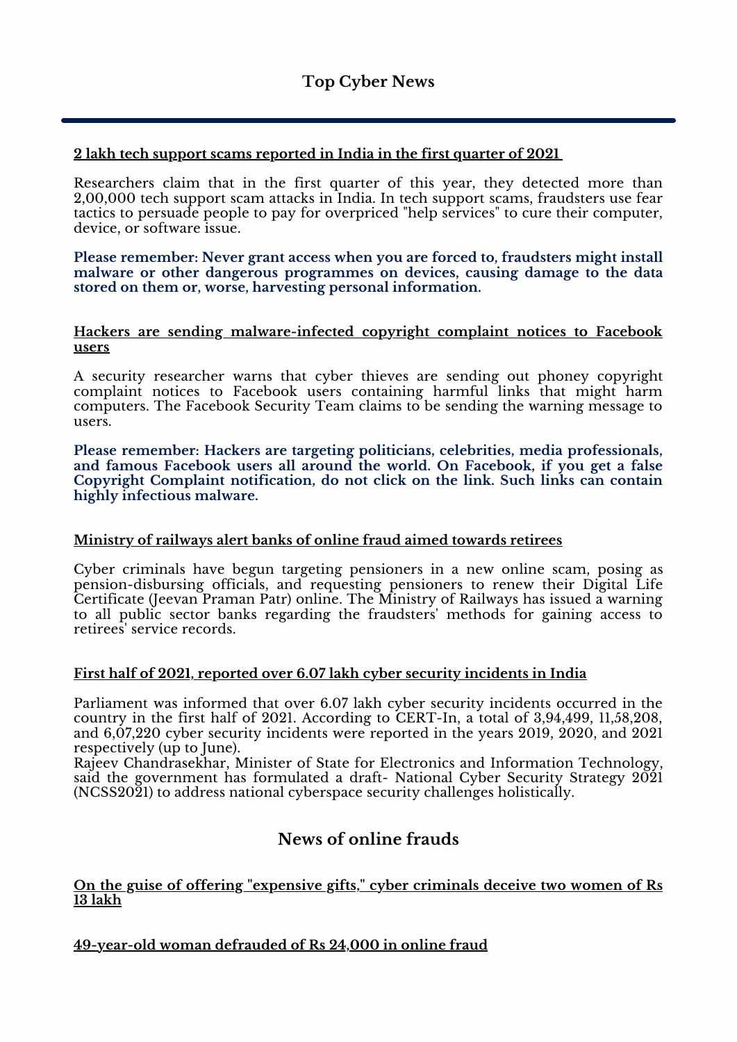## Top Cyber News

**2 lakh tech support scams reported in India in the first quarter of 2021**

Researchers claim that in the first quarter of this year, they detected more than 2,00,000 tech support scam attacks in India. In tech support scams, fraudsters use fear tactics to persuade people to pay for overpriced "help services" to cure their computer, device, or software issue.

**Please remember: Never grant access when you are forced to, fraudsters might install malware or other dangerous programmes on devices, causing damage to the data stored on them or, worse, harvesting personal information.**

**Hackers are sending malware-infected copyright complaint notices to Facebook users**

A security researcher warns that cyber thieves are sending out phoney copyright complaint notices to Facebook users containing harmful links that might harm computers. The Facebook Security Team claims to be sending the warning message to users.

**Please remember: Hackers are targeting politicians, celebrities, media professionals, and famous Facebook users all around the world. On Facebook, if you get a false Copyright Complaint notification, do not click on the link. Such links can contain highly infectious malware.**

**Ministry of railways alert banks of online fraud aimed towards retirees**

Cyber criminals have begun targeting pensioners in a new online scam, posing as pension-disbursing officials, and requesting pensioners to renew their Digital Life Certificate (Jeevan Praman Patr) online. The Ministry of Railways has issued a warning to all public sector banks regarding the fraudsters' methods for gaining access to retirees' service records.

**First half of 2021, reported over 6.07 lakh cyber security incidents in India**

Parliament was informed that over 6.07 lakh cyber security incidents occurred in the country in the first half of 2021. According to CERT-In, a total of 3,94,499, 11,58,208, and 6,07,220 cyber security incidents were reported in the years 2019, 2020, and 2021 respectively (up to June).
Rajeev Chandrasekhar, Minister of State for Electronics and Information Technology, said the government has formulated a draft- National Cyber Security Strategy 2021 (NCSS2021) to address national cyberspace security challenges holistically.

## News of online frauds

**On the guise of offering "expensive gifts," cyber criminals deceive two women of Rs 13 lakh**

**49-year-old woman defrauded of Rs 24,000 in online fraud**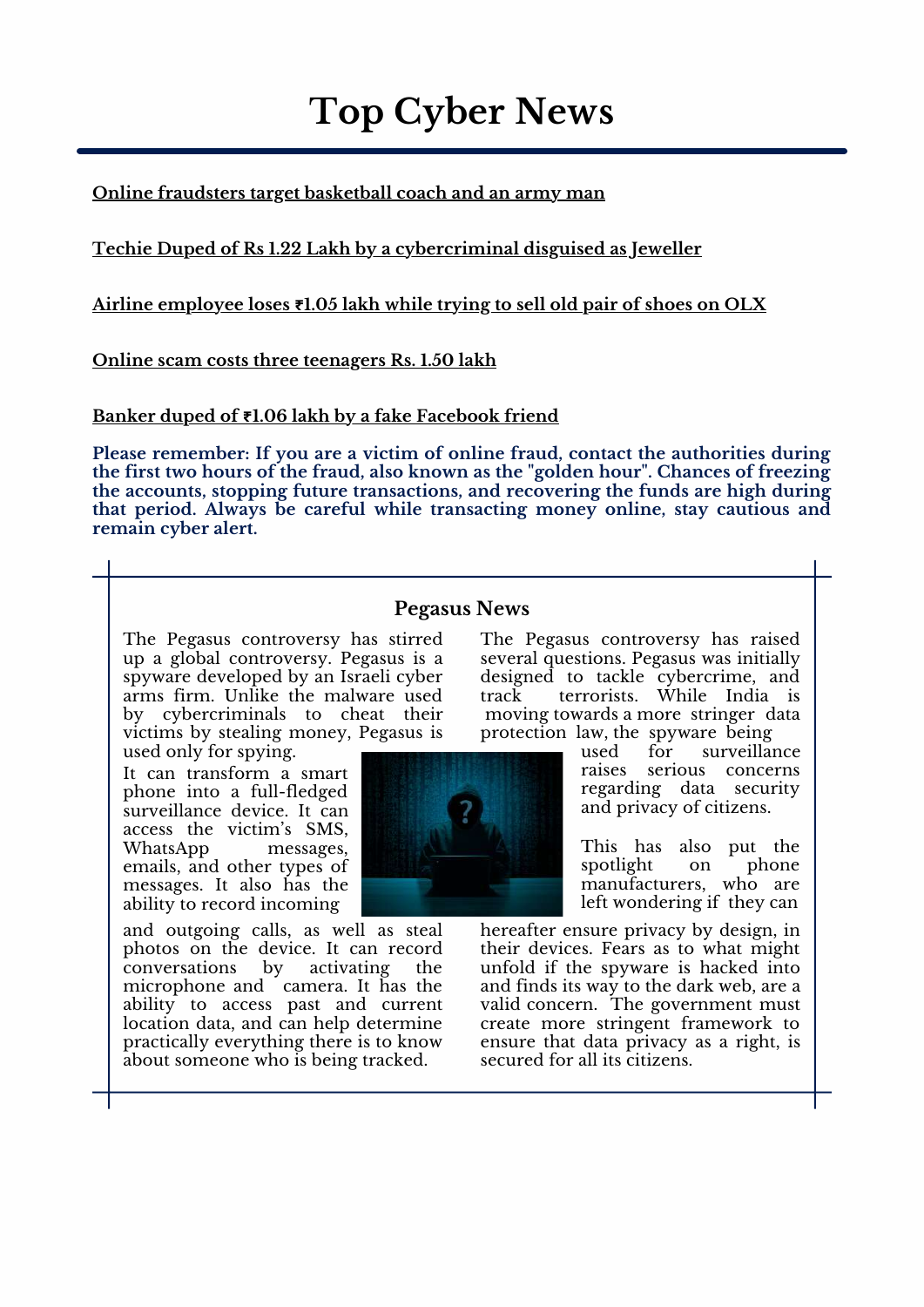# Top Cyber News

**Online fraudsters target basketball coach and an army man**

**Techie Duped of Rs 1.22 Lakh by a cybercriminal disguised as Jeweller**

**Airline employee loses ₹1.05 lakh while trying to sell old pair of shoes on OLX**

**Online scam costs three teenagers Rs. 1.50 lakh**

**Banker duped of ₹1.06 lakh by a fake Facebook friend**

**Please remember: If you are a victim of online fraud, contact the authorities during the first two hours of the fraud, also known as the "golden hour". Chances of freezing the accounts, stopping future transactions, and recovering the funds are high during that period. Always be careful while transacting money online, stay cautious and remain cyber alert.**

## Pegasus News

The Pegasus controversy has stirred up a global controversy. Pegasus is a spyware developed by an Israeli cyber arms firm. Unlike the malware used by cybercriminals to cheat their victims by stealing money, Pegasus is used only for spying.

It can transform a smart phone into a full-fledged surveillance device. It can access the victim's SMS, WhatsApp messages, emails, and other types of messages. It also has the ability to record incoming and outgoing calls, as well as steal photos on the device. It can record conversations by activating the microphone and camera. It has the ability to access past and current location data, and can help determine practically everything there is to know about someone who is being tracked.

The Pegasus controversy has raised several questions. Pegasus was initially designed to tackle cybercrime, and track terrorists. While India is moving towards a more stringer data protection law, the spyware being used for surveillance raises serious concerns regarding data security and privacy of citizens.

This has also put the spotlight on phone manufacturers, who are left wondering if they can hereafter ensure privacy by design, in their devices. Fears as to what might unfold if the spyware is hacked into and finds its way to the dark web, are a valid concern. The government must create more stringent framework to ensure that data privacy as a right, is secured for all its citizens.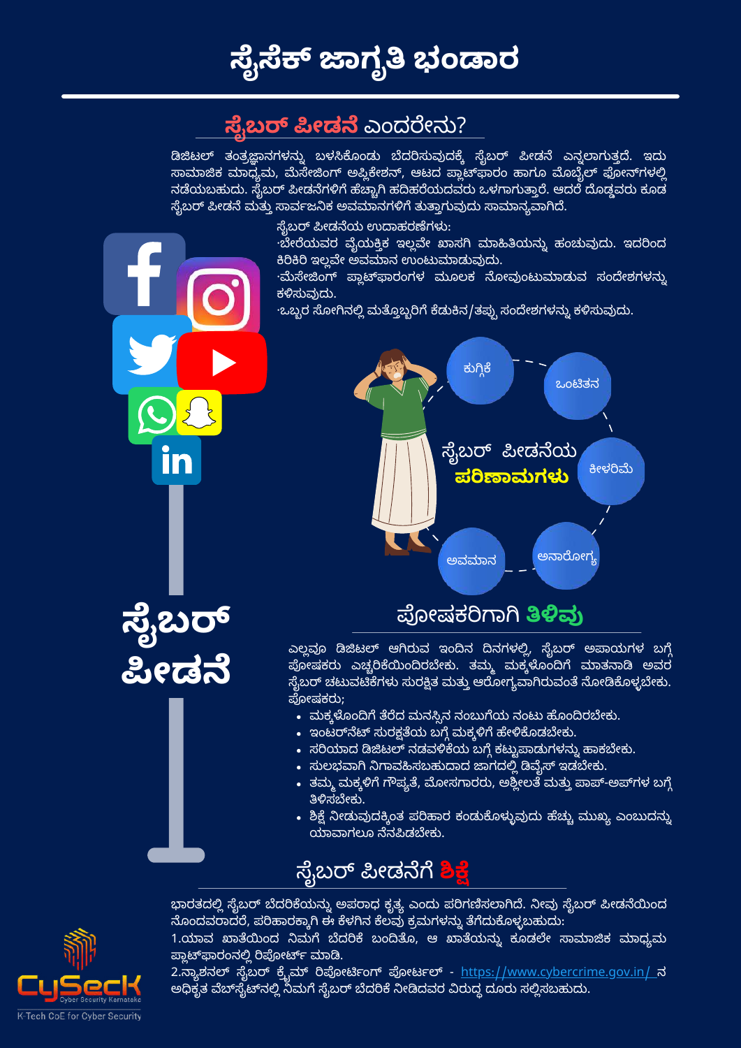# ಸೈಸೆಕ್ ಜಾಗೃತಿ ಭಂಡಾರ

## ಸೈಬರ್ ಪೀಡನೆ ಎಂದರೇನು?

ಡಿಜಿಟಲ್ ತಂತ್ರಜ್ಞಾನಗಳನ್ನು ಬಳಸಿಕೊಂಡು ಬೆದರಿಸುವುದಕ್ಕೆ ಸೈಬರ್ ಪೀಡನೆ ಎನ್ನಲಾಗುತ್ತದೆ. ಇದು ಸಾಮಾಜಿಕ ಮಾಧ್ಯಮ, ಮೆಸೇಜಿಂಗ್ ಅಪ್ಲಿಕೇಶನ್, ಆಟದ ಪ್ಲಾಟ್‌ಫಾರಂ ಹಾಗೂ ಮೊಬೈಲ್ ಫೋನ್‌ಗಳಲ್ಲಿ ನಡೆಯಬಹುದು. ಸೈಬರ್ ಪೀಡನೆಗಳಿಗೆ ಹೆಚ್ಚಾಗಿ ಹದಿಹರೆಯದವರು ಒಳಗಾಗುತ್ತಾರೆ. ಆದರೆ ದೊಡ್ಡವರು ಕೂಡ ಸೈಬರ್ ಪೀಡನೆ ಮತ್ತು ಸಾರ್ವಜನಿಕ ಅವಮಾನಗಳಿಗೆ ತುತ್ತಾಗುವುದು ಸಾಮಾನ್ಯವಾಗಿದೆ.

ಸೈಬರ್ ಪೀಡನೆಯ ಉದಾಹರಣೆಗಳು:

- ಬೇರೆಯವರ ವೈಯಕ್ತಿಕ ಇಲ್ಲವೇ ಖಾಸಗಿ ಮಾಹಿತಿಯನ್ನು ಹಂಚುವುದು. ಇದರಿಂದ ಕಿರಿಕಿರಿ ಇಲ್ಲವೇ ಅವಮಾನ ಉಂಟುಮಾಡುವುದು.
- ಮೆಸೇಜಿಂಗ್ ಪ್ಲಾಟ್‌ಫಾರಂಗಳ ಮೂಲಕ ನೋವುಂಟುಮಾಡುವ ಸಂದೇಶಗಳನ್ನು ಕಳಿಸುವುದು.
- ಒಬ್ಬರ ಸೋಗಿನಲ್ಲಿ ಮತ್ತೊಬ್ಬರಿಗೆ ಕೆಡುಕಿನ/ತಪ್ಪು ಸಂದೇಶಗಳನ್ನು ಕಳಿಸುವುದು.

ಸೈಬರ್ ಪೀಡನೆಯ **ಪರಿಣಾಮಗಳು**: ಕುಗ್ಗಿಕೆ, ಒಂಟಿತನ, ಕೀಳರಿಮೆ, ಅನಾರೋಗ್ಯ, ಅವಮಾನ

# ಸೈಬರ್ ಪೀಡನೆ

## ಪೋಷಕರಿಗಾಗಿ ತಿಳಿವು

ಎಲ್ಲವೂ ಡಿಜಿಟಲ್ ಆಗಿರುವ ಇಂದಿನ ದಿನಗಳಲ್ಲಿ, ಸೈಬರ್ ಅಪಾಯಗಳ ಬಗ್ಗೆ ಪೋಷಕರು ಎಚ್ಚರಿಕೆಯಿಂದಿರಬೇಕು. ತಮ್ಮ ಮಕ್ಕಳೊಂದಿಗೆ ಮಾತನಾಡಿ ಅವರ ಸೈಬರ್ ಚಟುವಟಿಕೆಗಳು ಸುರಕ್ಷಿತ ಮತ್ತು ಆರೋಗ್ಯವಾಗಿರುವಂತೆ ನೋಡಿಕೊಳ್ಳಬೇಕು. ಪೋಷಕರು;

- ಮಕ್ಕಳೊಂದಿಗೆ ತೆರೆದ ಮನಸ್ಸಿನ ನಂಬುಗೆಯ ನಂಟು ಹೊಂದಿರಬೇಕು.
- ಇಂಟರ್‌ನೆಟ್ ಸುರಕ್ಷತೆಯ ಬಗ್ಗೆ ಮಕ್ಕಳಿಗೆ ಹೇಳಿಕೊಡಬೇಕು.
- ಸರಿಯಾದ ಡಿಜಿಟಲ್ ನಡವಳಿಕೆಯ ಬಗ್ಗೆ ಕಟ್ಟುಪಾಡುಗಳನ್ನು ಹಾಕಬೇಕು.
- ಸುಲಭವಾಗಿ ನಿಗಾವಹಿಸಬಹುದಾದ ಜಾಗದಲ್ಲಿ ಡಿವೈಸ್ ಇಡಬೇಕು.
- ತಮ್ಮ ಮಕ್ಕಳಿಗೆ ಗೌಪ್ಯತೆ, ಮೋಸಗಾರರು, ಅಶ್ಲೀಲತೆ ಮತ್ತು ಪಾಪ್-ಅಪ್‌ಗಳ ಬಗ್ಗೆ ತಿಳಿಸಬೇಕು.
- ಶಿಕ್ಷೆ ನೀಡುವುದಕ್ಕಿಂತ ಪರಿಹಾರ ಕಂಡುಕೊಳ್ಳುವುದು ಹೆಚ್ಚು ಮುಖ್ಯ ಎಂಬುದನ್ನು ಯಾವಾಗಲೂ ನೆನಪಿಡಬೇಕು.

## ಸೈಬರ್ ಪೀಡನೆಗೆ ಶಿಕ್ಷೆ

ಭಾರತದಲ್ಲಿ ಸೈಬರ್ ಬೆದರಿಕೆಯನ್ನು ಅಪರಾಧ ಕೃತ್ಯ ಎಂದು ಪರಿಗಣಿಸಲಾಗಿದೆ. ನೀವು ಸೈಬರ್ ಪೀಡನೆಯಿಂದ ನೊಂದವರಾದರೆ, ಪರಿಹಾರಕ್ಕಾಗಿ ಈ ಕೆಳಗಿನ ಕೆಲವು ಕ್ರಮಗಳನ್ನು ತೆಗೆದುಕೊಳ್ಳಬಹುದು:

1. ಯಾವ ಖಾತೆಯಿಂದ ನಿಮಗೆ ಬೆದರಿಕೆ ಬಂದಿತೊ, ಆ ಖಾತೆಯನ್ನು ಕೂಡಲೇ ಸಾಮಾಜಿಕ ಮಾಧ್ಯಮ ಪ್ಲಾಟ್‌ಫಾರಂನಲ್ಲಿ ರಿಪೋರ್ಟ್ ಮಾಡಿ.
2. ನ್ಯಾಶನಲ್ ಸೈಬರ್ ಕ್ರೈಮ್ ರಿಪೋರ್ಟಿಂಗ್ ಪೋರ್ಟಲ್ - https://www.cybercrime.gov.in/ ನ ಅಧಿಕೃತ ವೆಬ್‌ಸೈಟ್‌ನಲ್ಲಿ ನಿಮಗೆ ಸೈಬರ್ ಬೆದರಿಕೆ ನೀಡಿದವರ ವಿರುದ್ಧ ದೂರು ಸಲ್ಲಿಸಬಹುದು.

CySecK Cyber Security Karnataka
K-Tech CoE for Cyber Security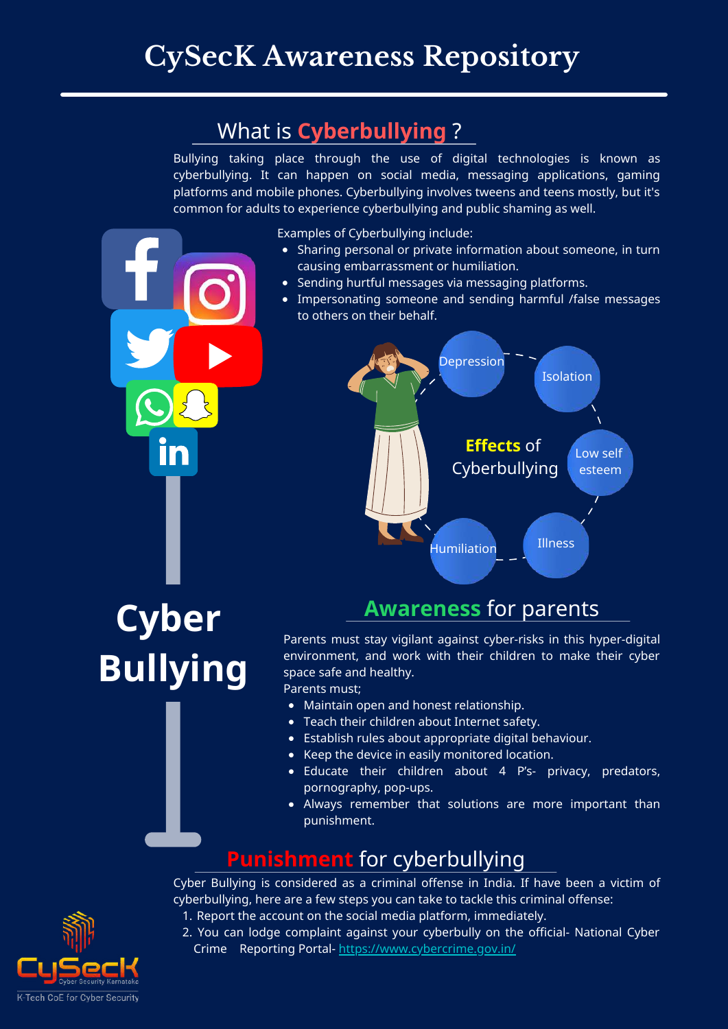# CySecK Awareness Repository

## What is Cyberbullying ?

Bullying taking place through the use of digital technologies is known as cyberbullying. It can happen on social media, messaging applications, gaming platforms and mobile phones. Cyberbullying involves tweens and teens mostly, but it's common for adults to experience cyberbullying and public shaming as well.

Examples of Cyberbullying include:

- Sharing personal or private information about someone, in turn causing embarrassment or humiliation.
- Sending hurtful messages via messaging platforms.
- Impersonating someone and sending harmful /false messages to others on their behalf.

**Effects of Cyberbullying**

- Depression
- Isolation
- Low self esteem
- Illness
- Humiliation

# Cyber Bullying

## Awareness for parents

Parents must stay vigilant against cyber-risks in this hyper-digital environment, and work with their children to make their cyber space safe and healthy.

Parents must;

- Maintain open and honest relationship.
- Teach their children about Internet safety.
- Establish rules about appropriate digital behaviour.
- Keep the device in easily monitored location.
- Educate their children about 4 P's- privacy, predators, pornography, pop-ups.
- Always remember that solutions are more important than punishment.

## Punishment for cyberbullying

Cyber Bullying is considered as a criminal offense in India. If have been a victim of cyberbullying, here are a few steps you can take to tackle this criminal offense:

1. Report the account on the social media platform, immediately.
2. You can lodge complaint against your cyberbully on the official- National Cyber Crime Reporting Portal- https://www.cybercrime.gov.in/

CySecK Cyber Security Karnataka

K-Tech CoE for Cyber Security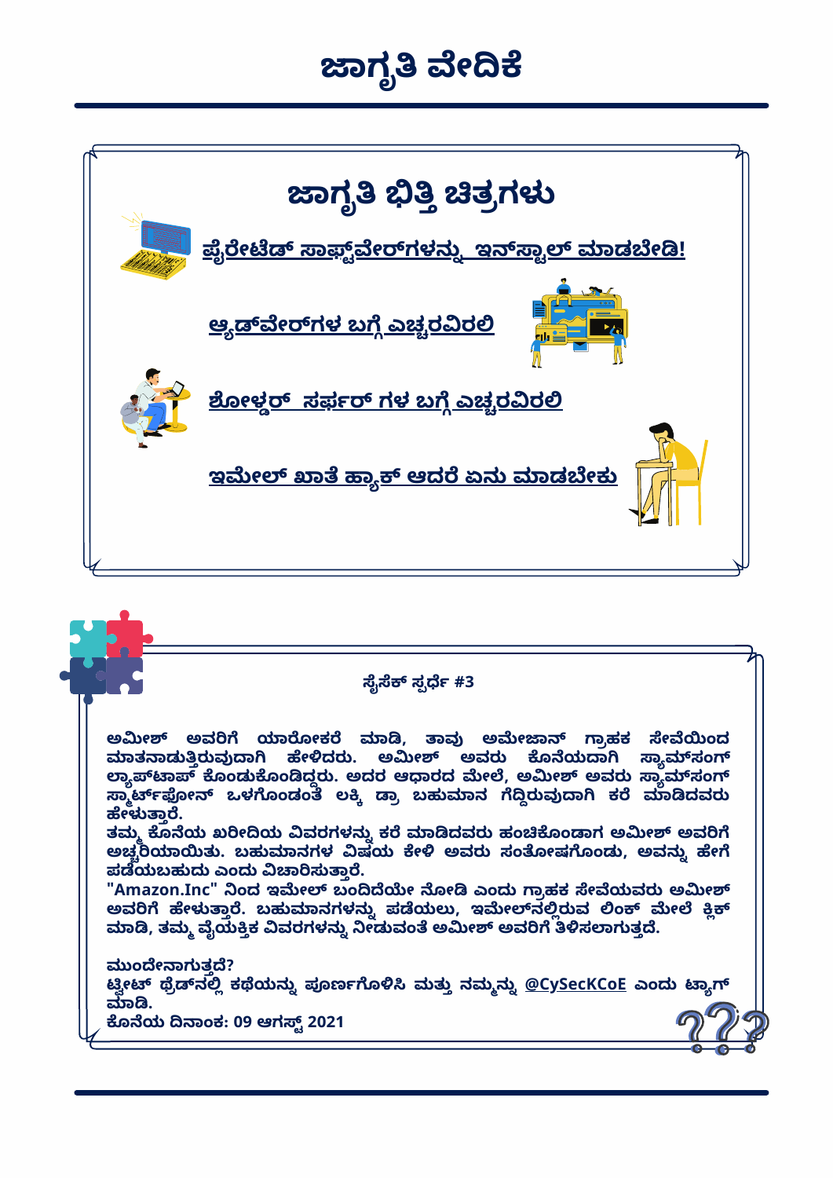# ಜಾಗೃತಿ ವೇದಿಕೆ

## ಜಾಗೃತಿ ಭಿತ್ತಿ ಚಿತ್ರಗಳು

[ಪೈರೇಟೆಡ್ ಸಾಫ್ಟ್‌ವೇರ್‌ಗಳನ್ನು  ಇನ್‌ಸ್ಟಾಲ್ ಮಾಡಬೇಡಿ!]

[ಆ್ಯಡ್‌ವೇರ್‌ಗಳ ಬಗ್ಗೆ ಎಚ್ಚರವಿರಲಿ]

[ಶೋಲ್ಡರ್  ಸರ್ಫರ್ ಗಳ ಬಗ್ಗೆ ಎಚ್ಚರವಿರಲಿ]

[ಇಮೇಲ್ ಖಾತೆ ಹ್ಯಾಕ್ ಆದರೆ ಏನು ಮಾಡಬೇಕು]

### ಸೈಸೆಕ್ ಸ್ಪರ್ಧೆ #3

**ಅಮೀಶ್ ಅವರಿಗೆ ಯಾರೋಕರೆ ಮಾಡಿ, ತಾವು ಅಮೇಜಾನ್ ಗ್ರಾಹಕ ಸೇವೆಯಿಂದ ಮಾತನಾಡುತ್ತಿರುವುದಾಗಿ ಹೇಳಿದರು. ಅಮೀಶ್ ಅವರು ಕೊನೆಯದಾಗಿ ಸ್ಯಾಮ್‌ಸಂಗ್ ಲ್ಯಾಪ್‌ಟಾಪ್ ಕೊಂಡುಕೊಂಡಿದ್ದರು. ಅದರ ಆಧಾರದ ಮೇಲೆ, ಅಮೀಶ್ ಅವರು ಸ್ಯಾಮ್‌ಸಂಗ್ ಸ್ಮಾರ್ಟ್‌ಫೋನ್ ಒಳಗೊಂಡಂತೆ ಲಕ್ಕಿ ಡ್ರಾ ಬಹುಮಾನ ಗೆದ್ದಿರುವುದಾಗಿ ಕರೆ ಮಾಡಿದವರು ಹೇಳುತ್ತಾರೆ.**

**ತಮ್ಮ ಕೊನೆಯ ಖರೀದಿಯ ವಿವರಗಳನ್ನು ಕರೆ ಮಾಡಿದವರು ಹಂಚಿಕೊಂಡಾಗ ಅಮೀಶ್ ಅವರಿಗೆ ಅಚ್ಚರಿಯಾಯಿತು. ಬಹುಮಾನಗಳ ವಿಷಯ ಕೇಳಿ ಅವರು ಸಂತೋಷಗೊಂಡು, ಅವನ್ನು ಹೇಗೆ ಪಡೆಯಬಹುದು ಎಂದು ವಿಚಾರಿಸುತ್ತಾರೆ.**

**"Amazon.Inc" ನಿಂದ ಇಮೇಲ್ ಬಂದಿದೆಯೇ ನೋಡಿ ಎಂದು ಗ್ರಾಹಕ ಸೇವೆಯವರು ಅಮೀಶ್ ಅವರಿಗೆ ಹೇಳುತ್ತಾರೆ. ಬಹುಮಾನಗಳನ್ನು ಪಡೆಯಲು, ಇಮೇಲ್‌ನಲ್ಲಿರುವ ಲಿಂಕ್ ಮೇಲೆ ಕ್ಲಿಕ್ ಮಾಡಿ, ತಮ್ಮ ವೈಯಕ್ತಿಕ ವಿವರಗಳನ್ನು ನೀಡುವಂತೆ ಅಮೀಶ್ ಅವರಿಗೆ ತಿಳಿಸಲಾಗುತ್ತದೆ.**

**ಮುಂದೇನಾಗುತ್ತದೆ?**
**ಟ್ವೀಟ್ ಥ್ರೆಡ್‌ನಲ್ಲಿ ಕಥೆಯನ್ನು ಪೂರ್ಣಗೊಳಿಸಿ ಮತ್ತು ನಮ್ಮನ್ನು @CySecKCoE ಎಂದು ಟ್ಯಾಗ್ ಮಾಡಿ.**
**ಕೊನೆಯ ದಿನಾಂಕ: 09 ಆಗಸ್ಟ್ 2021**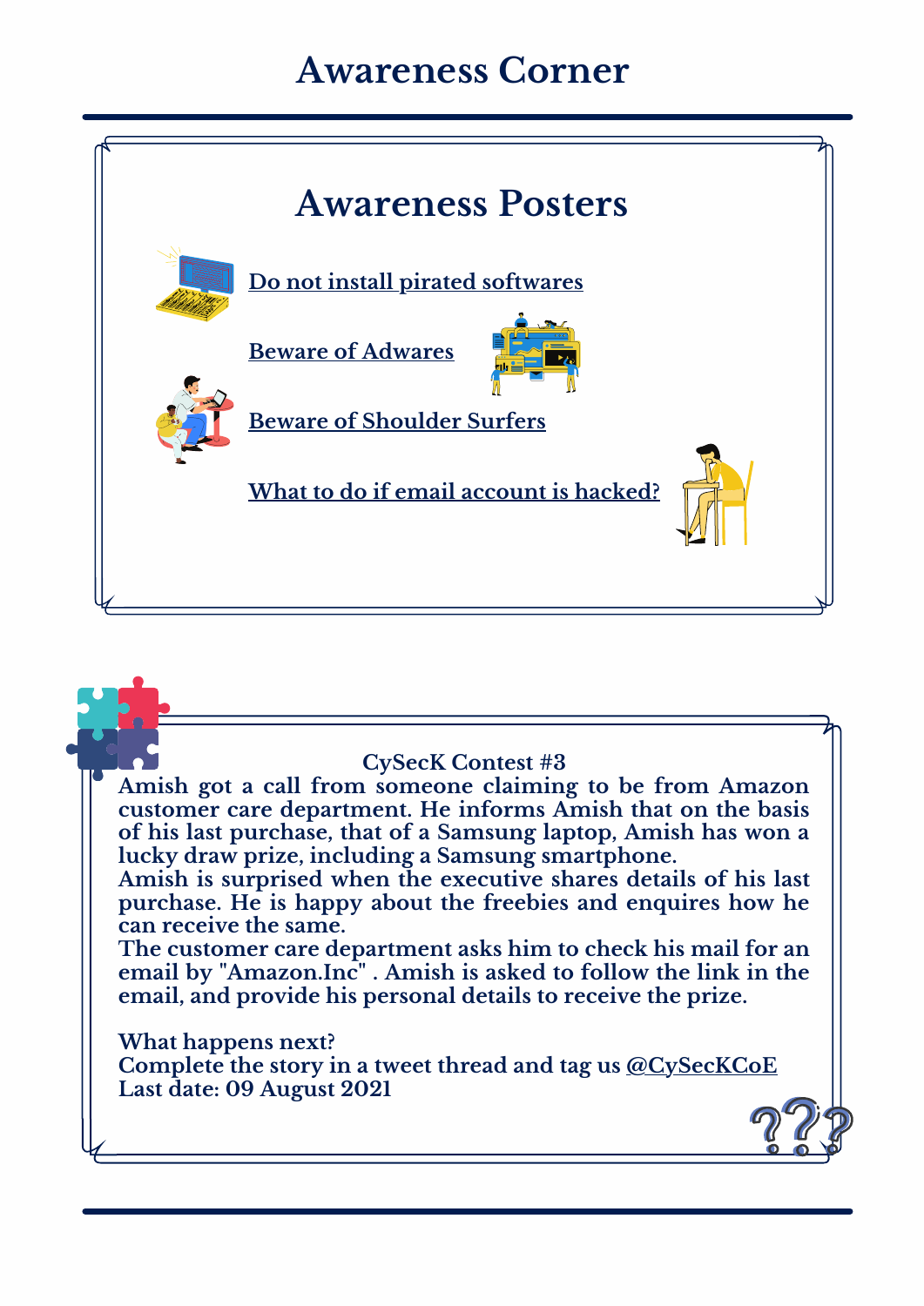# Awareness Corner

## Awareness Posters

[Do not install pirated softwares]

[Beware of Adwares]

[Beware of Shoulder Surfers]

[What to do if email account is hacked?]

**CySecK Contest #3**

**Amish got a call from someone claiming to be from Amazon customer care department. He informs Amish that on the basis of his last purchase, that of a Samsung laptop, Amish has won a lucky draw prize, including a Samsung smartphone.**

**Amish is surprised when the executive shares details of his last purchase. He is happy about the freebies and enquires how he can receive the same.**

**The customer care department asks him to check his mail for an email by "Amazon.Inc" . Amish is asked to follow the link in the email, and provide his personal details to receive the prize.**

**What happens next?**
**Complete the story in a tweet thread and tag us @CySecKCoE**
**Last date: 09 August 2021**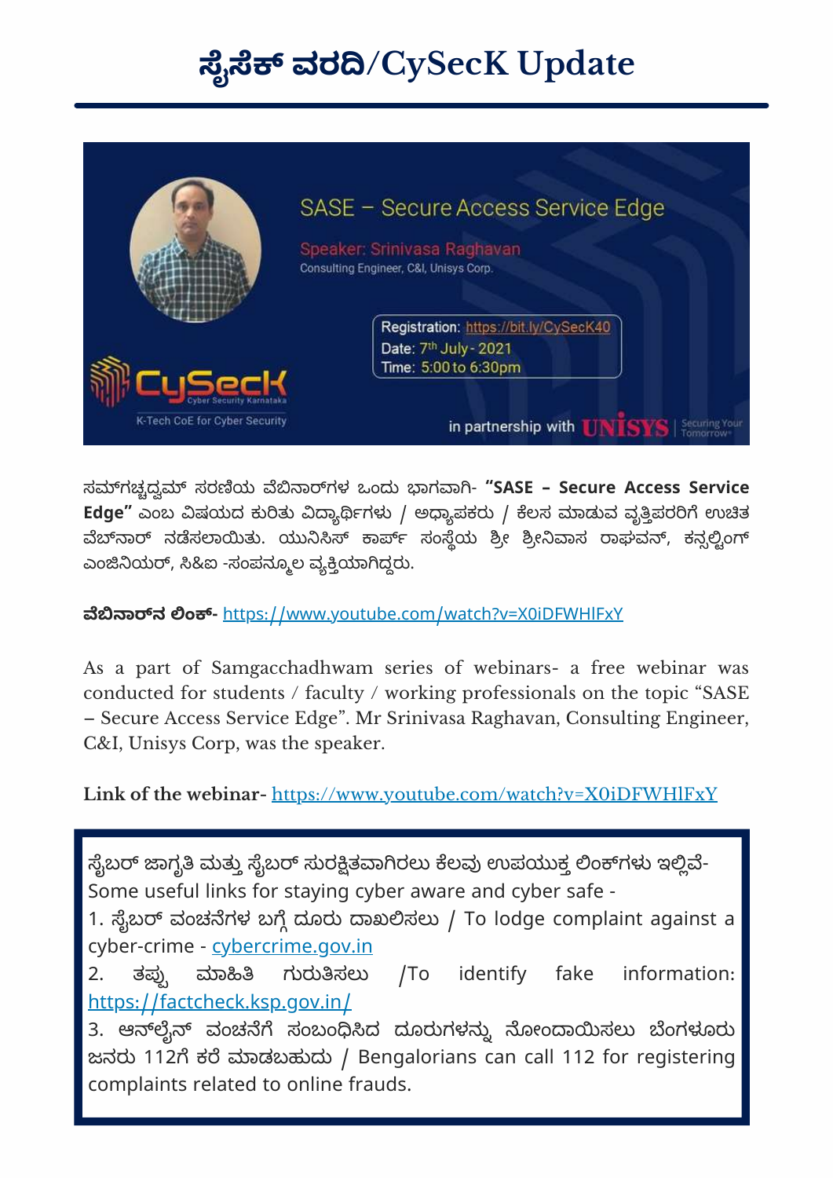# ಸೈಸೆಕ್ ವರದಿ/CySecK Update

SASE – Secure Access Service Edge

Speaker: Srinivasa Raghavan
Consulting Engineer, C&I, Unisys Corp.

Registration: https://bit.ly/CySecK40
Date: 7th July - 2021
Time: 5:00 to 6:30pm

CySecK Cyber Security Karnataka
K-Tech CoE for Cyber Security

in partnership with UNISYS | Securing Your Tomorrow

ಸಮ್‌ಗಚ್ಚದ್ವಮ್ ಸರಣಿಯ ವೆಬಿನಾರ್‌ಗಳ ಒಂದು ಭಾಗವಾಗಿ- **"SASE – Secure Access Service Edge"** ಎಂಬ ವಿಷಯದ ಕುರಿತು ವಿದ್ಯಾರ್ಥಿಗಳು / ಅಧ್ಯಾಪಕರು / ಕೆಲಸ ಮಾಡುವ ವೃತ್ತಿಪರರಿಗೆ ಉಚಿತ ವೆಬ್‌ನಾರ್ ನಡೆಸಲಾಯಿತು. ಯುನಿಸಿಸ್ ಕಾರ್ಪ್ ಸಂಸ್ಥೆಯ ಶ್ರೀ ಶ್ರೀನಿವಾಸ ರಾಘವನ್, ಕನ್ಸಲ್ಟಿಂಗ್ ಎಂಜಿನಿಯರ್, ಸಿ&ಐ -ಸಂಪನ್ಮೂಲ ವ್ಯಕ್ತಿಯಾಗಿದ್ದರು.

**ವೆಬಿನಾರ್‌ನ ಲಿಂಕ್-** https://www.youtube.com/watch?v=X0iDFWHlFxY

As a part of Samgacchadhwam series of webinars- a free webinar was conducted for students / faculty / working professionals on the topic "SASE – Secure Access Service Edge". Mr Srinivasa Raghavan, Consulting Engineer, C&I, Unisys Corp, was the speaker.

**Link of the webinar-** https://www.youtube.com/watch?v=X0iDFWHlFxY

ಸೈಬರ್ ಜಾಗೃತಿ ಮತ್ತು ಸೈಬರ್ ಸುರಕ್ಷಿತವಾಗಿರಲು ಕೆಲವು ಉಪಯುಕ್ತ ಲಿಂಕ್‌ಗಳು ಇಲ್ಲಿವೆ-
Some useful links for staying cyber aware and cyber safe -

1. ಸೈಬರ್ ವಂಚನೆಗಳ ಬಗ್ಗೆ ದೂರು ದಾಖಲಿಸಲು / To lodge complaint against a cyber-crime - cybercrime.gov.in
2. ತಪ್ಪು ಮಾಹಿತಿ ಗುರುತಿಸಲು /To identify fake information: https://factcheck.ksp.gov.in/
3. ಆನ್‌ಲೈನ್ ವಂಚನೆಗೆ ಸಂಬಂಧಿಸಿದ ದೂರುಗಳನ್ನು ನೋಂದಾಯಿಸಲು ಬೆಂಗಳೂರು ಜನರು 112ಗೆ ಕರೆ ಮಾಡಬಹುದು / Bengalorians can call 112 for registering complaints related to online frauds.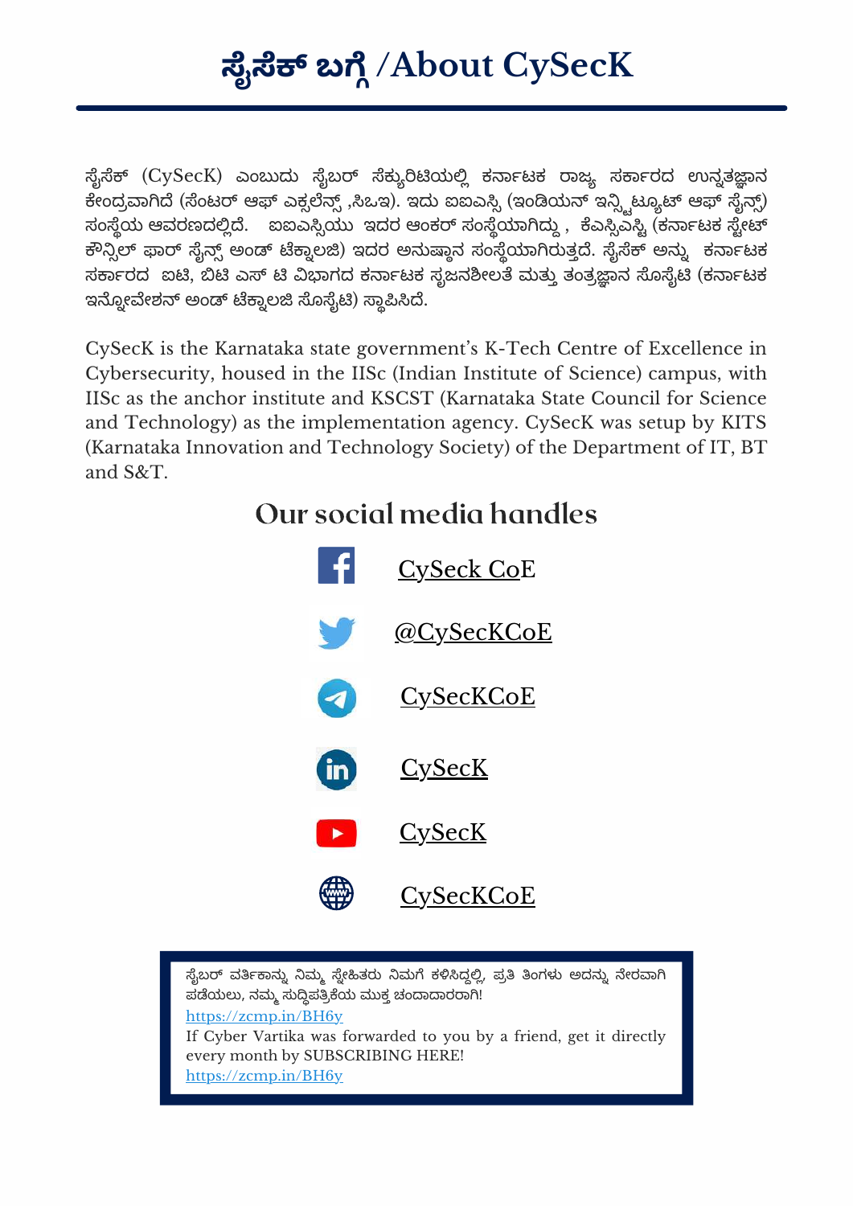# ಸೈಸೆಕ್ ಬಗ್ಗೆ /About CySecK

ಸೈಸೆಕ್ (CySecK) ಎಂಬುದು ಸೈಬರ್ ಸೆಕ್ಯುರಿಟಿಯಲ್ಲಿ ಕರ್ನಾಟಕ ರಾಜ್ಯ ಸರ್ಕಾರದ ಉನ್ನತಜ್ಞಾನ ಕೇಂದ್ರವಾಗಿದೆ (ಸೆಂಟರ್ ಆಫ್ ಎಕ್ಸಲೆನ್ಸ್ ,ಸಿಒಇ). ಇದು ಐಐಎಸ್ಸಿ (ಇಂಡಿಯನ್ ಇನ್ಸ್ಟಿಟ್ಯೂಟ್ ಆಫ್ ಸೈನ್ಸ್) ಸಂಸ್ಥೆಯ ಆವರಣದಲ್ಲಿದೆ. ಐಐಎಸ್ಸಿಯು ಇದರ ಆಂಕರ್ ಸಂಸ್ಥೆಯಾಗಿದ್ದು , ಕೆಎಸ್ಸಿಎಸ್ಟಿ (ಕರ್ನಾಟಕ ಸ್ಟೇಟ್ ಕೌನ್ಸಿಲ್ ಫಾರ್ ಸೈನ್ಸ್ ಅಂಡ್ ಟೆಕ್ನಾಲಜಿ) ಇದರ ಅನುಷ್ಠಾನ ಸಂಸ್ಥೆಯಾಗಿರುತ್ತದೆ. ಸೈಸೆಕ್ ಅನ್ನು ಕರ್ನಾಟಕ ಸರ್ಕಾರದ ಐಟಿ, ಬಿಟಿ ಎಸ್ ಟಿ ವಿಭಾಗದ ಕರ್ನಾಟಕ ಸೃಜನಶೀಲತೆ ಮತ್ತು ತಂತ್ರಜ್ಞಾನ ಸೊಸೈಟಿ (ಕರ್ನಾಟಕ ಇನ್ನೋವೇಶನ್ ಅಂಡ್ ಟೆಕ್ನಾಲಜಿ ಸೊಸೈಟಿ) ಸ್ಥಾಪಿಸಿದೆ.

CySecK is the Karnataka state government's K-Tech Centre of Excellence in Cybersecurity, housed in the IISc (Indian Institute of Science) campus, with IISc as the anchor institute and KSCST (Karnataka State Council for Science and Technology) as the implementation agency. CySecK was setup by KITS (Karnataka Innovation and Technology Society) of the Department of IT, BT and S&T.

## Our social media handles

- Facebook: CySeck CoE
- Twitter: @CySecKCoE
- Telegram: CySecKCoE
- LinkedIn: CySecK
- YouTube: CySecK
- Website: CySecKCoE

ಸೈಬರ್ ವರ್ತಿಕಾನ್ನು ನಿಮ್ಮ ಸ್ನೇಹಿತರು ನಿಮಗೆ ಕಳಿಸಿದ್ದಲ್ಲಿ, ಪ್ರತಿ ತಿಂಗಳು ಅದನ್ನು ನೇರವಾಗಿ ಪಡೆಯಲು, ನಮ್ಮ ಸುದ್ದಿಪತ್ರಿಕೆಯ ಮುಕ್ತ ಚಂದಾದಾರರಾಗಿ!
https://zcmp.in/BH6y

If Cyber Vartika was forwarded to you by a friend, get it directly every month by SUBSCRIBING HERE!
https://zcmp.in/BH6y